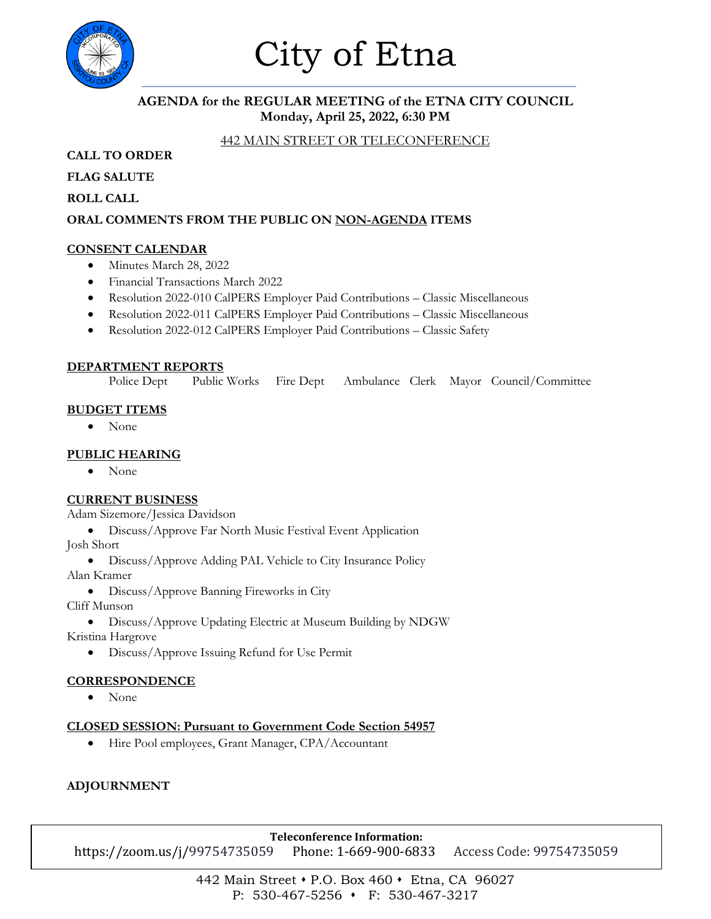# City of Etna

**AGENDA for the REGULAR MEETING of the ETNA CITY COUNCIL**
**Monday, April 25, 2022, 6:30 PM**

442 MAIN STREET OR TELECONFERENCE

**CALL TO ORDER**

**FLAG SALUTE**

**ROLL CALL**

**ORAL COMMENTS FROM THE PUBLIC ON NON-AGENDA ITEMS**

## CONSENT CALENDAR

- Minutes March 28, 2022
- Financial Transactions March 2022
- Resolution 2022-010 CalPERS Employer Paid Contributions – Classic Miscellaneous
- Resolution 2022-011 CalPERS Employer Paid Contributions – Classic Miscellaneous
- Resolution 2022-012 CalPERS Employer Paid Contributions – Classic Safety

## DEPARTMENT REPORTS

Police Dept   Public Works   Fire Dept   Ambulance   Clerk   Mayor   Council/Committee

## BUDGET ITEMS

- None

## PUBLIC HEARING

- None

## CURRENT BUSINESS

Adam Sizemore/Jessica Davidson

- Discuss/Approve Far North Music Festival Event Application

Josh Short

- Discuss/Approve Adding PAL Vehicle to City Insurance Policy

Alan Kramer

- Discuss/Approve Banning Fireworks in City

Cliff Munson

- Discuss/Approve Updating Electric at Museum Building by NDGW

Kristina Hargrove

- Discuss/Approve Issuing Refund for Use Permit

## CORRESPONDENCE

- None

## CLOSED SESSION: Pursuant to Government Code Section 54957

- Hire Pool employees, Grant Manager, CPA/Accountant

**ADJOURNMENT**

**Teleconference Information:**
https://zoom.us/j/99754735059   Phone: 1-669-900-6833   Access Code: 99754735059

442 Main Street • P.O. Box 460 • Etna, CA 96027
P: 530-467-5256 • F: 530-467-3217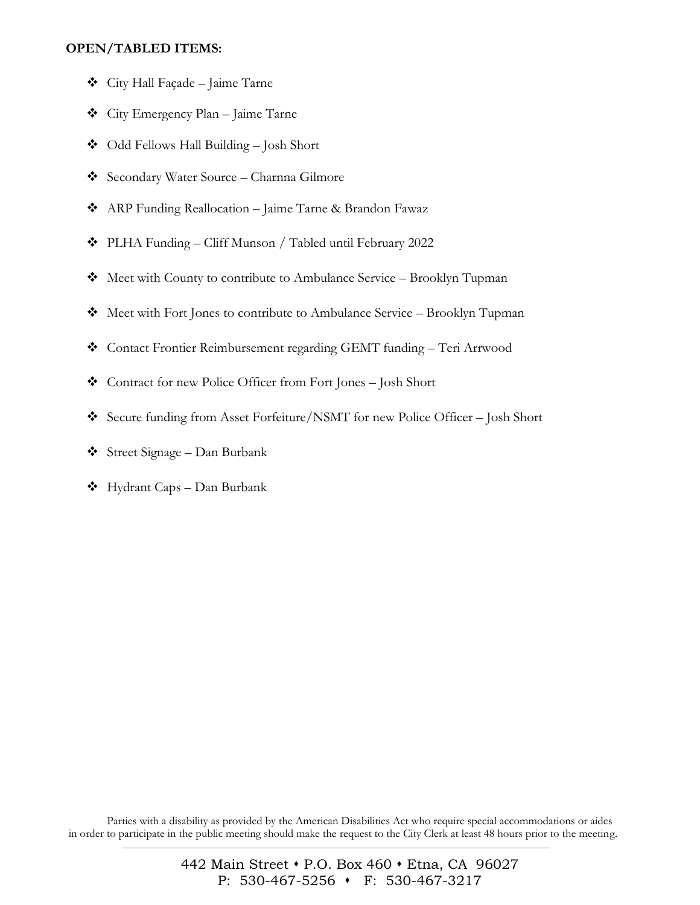**OPEN/TABLED ITEMS:**

- City Hall Façade – Jaime Tarne
- City Emergency Plan – Jaime Tarne
- Odd Fellows Hall Building – Josh Short
- Secondary Water Source – Charnna Gilmore
- ARP Funding Reallocation – Jaime Tarne & Brandon Fawaz
- PLHA Funding – Cliff Munson / Tabled until February 2022
- Meet with County to contribute to Ambulance Service – Brooklyn Tupman
- Meet with Fort Jones to contribute to Ambulance Service – Brooklyn Tupman
- Contact Frontier Reimbursement regarding GEMT funding – Teri Arrwood
- Contract for new Police Officer from Fort Jones – Josh Short
- Secure funding from Asset Forfeiture/NSMT for new Police Officer – Josh Short
- Street Signage – Dan Burbank
- Hydrant Caps – Dan Burbank

Parties with a disability as provided by the American Disabilities Act who require special accommodations or aides in order to participate in the public meeting should make the request to the City Clerk at least 48 hours prior to the meeting.

442 Main Street • P.O. Box 460 • Etna, CA 96027
P: 530-467-5256 • F: 530-467-3217